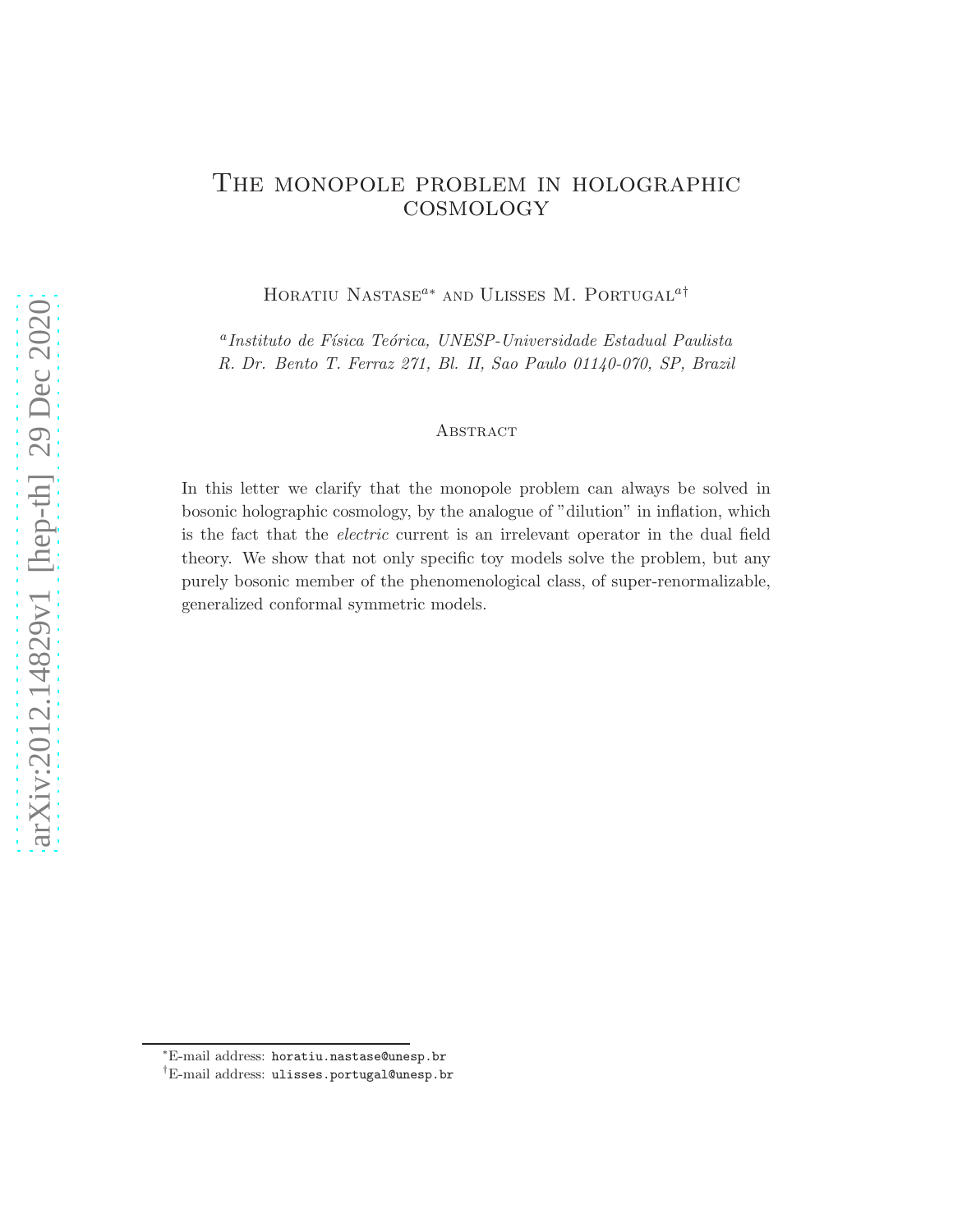# The monopole problem in holographic cosmology

Horatiu Nastase[a*] and Ulisses M. Portugal[a†]

[a] *Instituto de Física Teórica, UNESP-Universidade Estadual Paulista*
*R. Dr. Bento T. Ferraz 271, Bl. II, Sao Paulo 01140-070, SP, Brazil*

## Abstract

In this letter we clarify that the monopole problem can always be solved in bosonic holographic cosmology, by the analogue of "dilution" in inflation, which is the fact that the *electric* current is an irrelevant operator in the dual field theory. We show that not only specific toy models solve the problem, but any purely bosonic member of the phenomenological class, of super-renormalizable, generalized conformal symmetric models.

---

[*] E-mail address: horatiu.nastase@unesp.br

[†] E-mail address: ulisses.portugal@unesp.br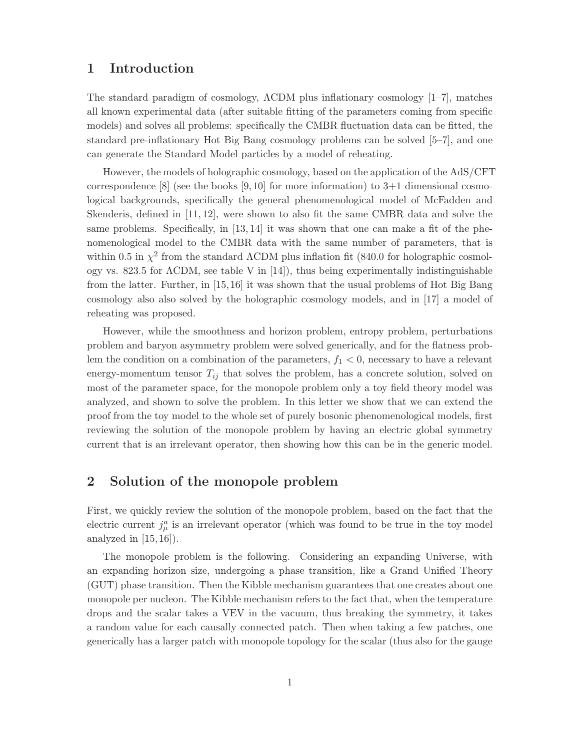## 1 Introduction

The standard paradigm of cosmology, ΛCDM plus inflationary cosmology [1–7], matches all known experimental data (after suitable fitting of the parameters coming from specific models) and solves all problems: specifically the CMBR fluctuation data can be fitted, the standard pre-inflationary Hot Big Bang cosmology problems can be solved [5–7], and one can generate the Standard Model particles by a model of reheating.

However, the models of holographic cosmology, based on the application of the AdS/CFT correspondence [8] (see the books [9, 10] for more information) to 3+1 dimensional cosmological backgrounds, specifically the general phenomenological model of McFadden and Skenderis, defined in [11, 12], were shown to also fit the same CMBR data and solve the same problems. Specifically, in [13, 14] it was shown that one can make a fit of the phenomenological model to the CMBR data with the same number of parameters, that is within 0.5 in $\chi^2$ from the standard ΛCDM plus inflation fit (840.0 for holographic cosmology vs. 823.5 for ΛCDM, see table V in [14]), thus being experimentally indistinguishable from the latter. Further, in [15, 16] it was shown that the usual problems of Hot Big Bang cosmology also also solved by the holographic cosmology models, and in [17] a model of reheating was proposed.

However, while the smoothness and horizon problem, entropy problem, perturbations problem and baryon asymmetry problem were solved generically, and for the flatness problem the condition on a combination of the parameters, $f_1 < 0$, necessary to have a relevant energy-momentum tensor $T_{ij}$ that solves the problem, has a concrete solution, solved on most of the parameter space, for the monopole problem only a toy field theory model was analyzed, and shown to solve the problem. In this letter we show that we can extend the proof from the toy model to the whole set of purely bosonic phenomenological models, first reviewing the solution of the monopole problem by having an electric global symmetry current that is an irrelevant operator, then showing how this can be in the generic model.

## 2 Solution of the monopole problem

First, we quickly review the solution of the monopole problem, based on the fact that the electric current $j^a_\mu$ is an irrelevant operator (which was found to be true in the toy model analyzed in [15, 16]).

The monopole problem is the following. Considering an expanding Universe, with an expanding horizon size, undergoing a phase transition, like a Grand Unified Theory (GUT) phase transition. Then the Kibble mechanism guarantees that one creates about one monopole per nucleon. The Kibble mechanism refers to the fact that, when the temperature drops and the scalar takes a VEV in the vacuum, thus breaking the symmetry, it takes a random value for each causally connected patch. Then when taking a few patches, one generically has a larger patch with monopole topology for the scalar (thus also for the gauge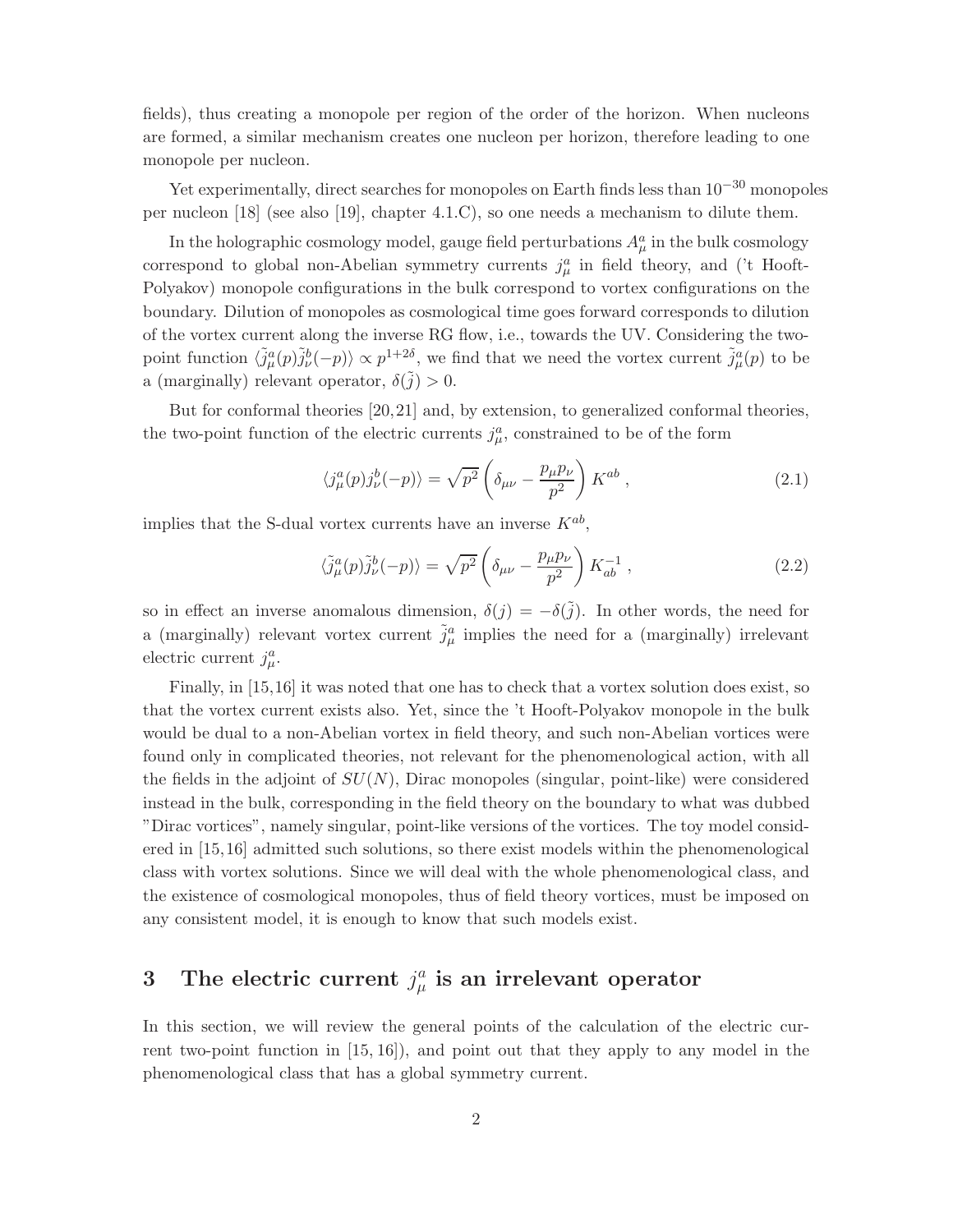fields), thus creating a monopole per region of the order of the horizon. When nucleons are formed, a similar mechanism creates one nucleon per horizon, therefore leading to one monopole per nucleon.

Yet experimentally, direct searches for monopoles on Earth finds less than $10^{-30}$ monopoles per nucleon [18] (see also [19], chapter 4.1.C), so one needs a mechanism to dilute them.

In the holographic cosmology model, gauge field perturbations $A_\mu^a$ in the bulk cosmology correspond to global non-Abelian symmetry currents $j_\mu^a$ in field theory, and ('t Hooft-Polyakov) monopole configurations in the bulk correspond to vortex configurations on the boundary. Dilution of monopoles as cosmological time goes forward corresponds to dilution of the vortex current along the inverse RG flow, i.e., towards the UV. Considering the two-point function $\langle \tilde{j}_\mu^a(p)\tilde{j}_\nu^b(-p)\rangle \propto p^{1+2\delta}$, we find that we need the vortex current $\tilde{j}_\mu^a(p)$ to be a (marginally) relevant operator, $\delta(\tilde{j}) > 0$.

But for conformal theories [20,21] and, by extension, to generalized conformal theories, the two-point function of the electric currents $j_\mu^a$, constrained to be of the form

$$\langle j_\mu^a(p) j_\nu^b(-p)\rangle = \sqrt{p^2}\left(\delta_{\mu\nu} - \frac{p_\mu p_\nu}{p^2}\right) K^{ab}\ , \tag{2.1}$$

implies that the S-dual vortex currents have an inverse $K^{ab}$,

$$\langle \tilde{j}_\mu^a(p) \tilde{j}_\nu^b(-p)\rangle = \sqrt{p^2}\left(\delta_{\mu\nu} - \frac{p_\mu p_\nu}{p^2}\right) K^{-1}_{ab}\ , \tag{2.2}$$

so in effect an inverse anomalous dimension, $\delta(j) = -\delta(\tilde{j})$. In other words, the need for a (marginally) relevant vortex current $\tilde{j}_\mu^a$ implies the need for a (marginally) irrelevant electric current $j_\mu^a$.

Finally, in [15,16] it was noted that one has to check that a vortex solution does exist, so that the vortex current exists also. Yet, since the 't Hooft-Polyakov monopole in the bulk would be dual to a non-Abelian vortex in field theory, and such non-Abelian vortices were found only in complicated theories, not relevant for the phenomenological action, with all the fields in the adjoint of $SU(N)$, Dirac monopoles (singular, point-like) were considered instead in the bulk, corresponding in the field theory on the boundary to what was dubbed "Dirac vortices", namely singular, point-like versions of the vortices. The toy model considered in [15,16] admitted such solutions, so there exist models within the phenomenological class with vortex solutions. Since we will deal with the whole phenomenological class, and the existence of cosmological monopoles, thus of field theory vortices, must be imposed on any consistent model, it is enough to know that such models exist.

## 3 The electric current $j_\mu^a$ is an irrelevant operator

In this section, we will review the general points of the calculation of the electric current two-point function in [15, 16]), and point out that they apply to any model in the phenomenological class that has a global symmetry current.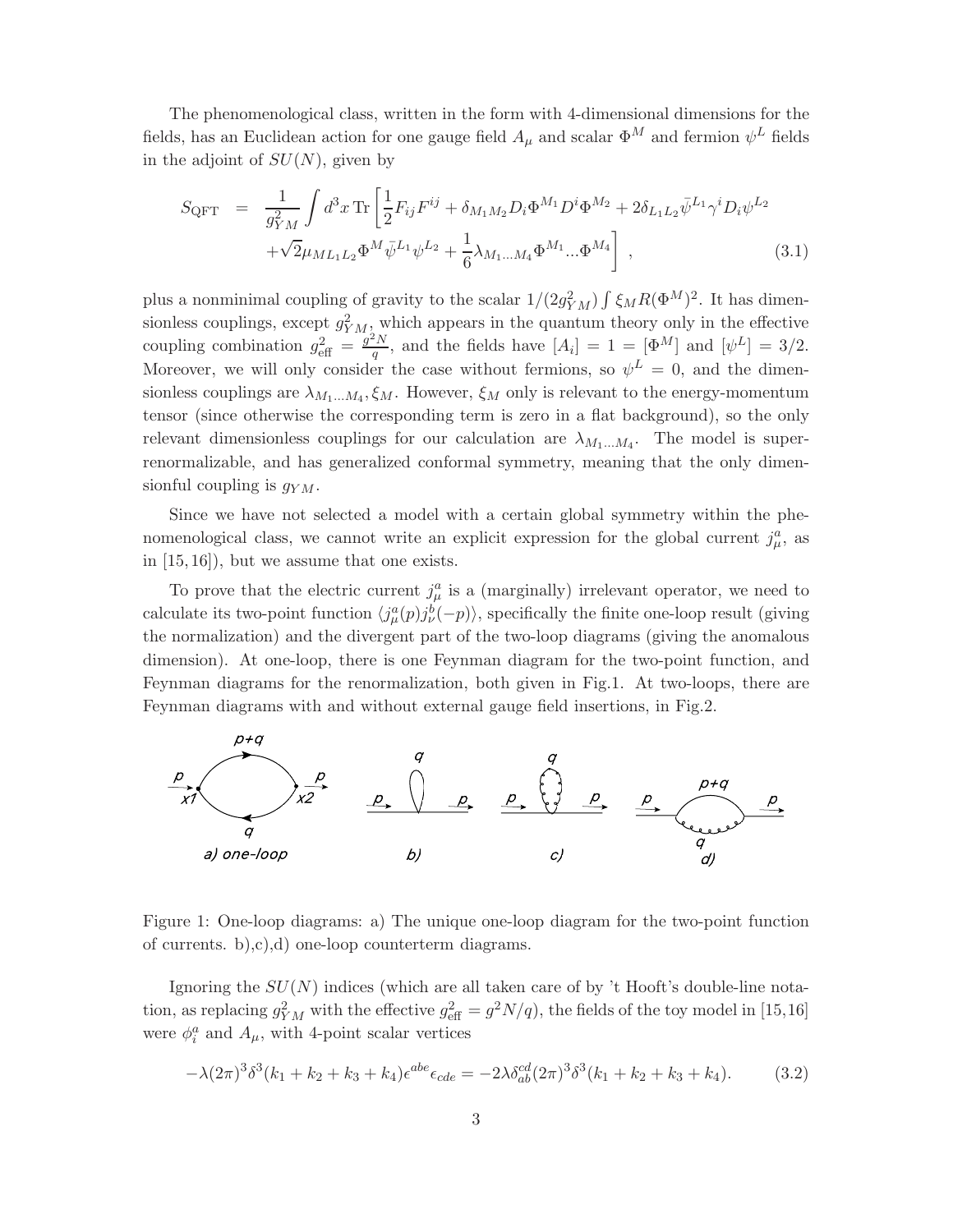The phenomenological class, written in the form with 4-dimensional dimensions for the fields, has an Euclidean action for one gauge field $A_\mu$ and scalar $\Phi^M$ and fermion $\psi^L$ fields in the adjoint of $SU(N)$, given by

$$
\begin{aligned}
S_{\rm QFT} \;=\; & \frac{1}{g_{YM}^2}\int d^3x\, {\rm Tr}\left[\frac{1}{2}F_{ij}F^{ij} + \delta_{M_1M_2}D_i\Phi^{M_1}D^i\Phi^{M_2} + 2\delta_{L_1L_2}\bar\psi^{L_1}\gamma^i D_i\psi^{L_2}\right.\\
& \left. +\sqrt{2}\mu_{ML_1L_2}\Phi^M\bar\psi^{L_1}\psi^{L_2} + \frac{1}{6}\lambda_{M_1\ldots M_4}\Phi^{M_1}\ldots\Phi^{M_4}\right]\,, \qquad (3.1)
\end{aligned}
$$

plus a nonminimal coupling of gravity to the scalar $1/(2g_{YM}^2)\int \xi_M R(\Phi^M)^2$. It has dimensionless couplings, except $g_{YM}^2$, which appears in the quantum theory only in the effective coupling combination $g_{\rm eff}^2 = \frac{g^2N}{q}$, and the fields have $[A_i] = 1 = [\Phi^M]$ and $[\psi^L] = 3/2$. Moreover, we will only consider the case without fermions, so $\psi^L = 0$, and the dimensionless couplings are $\lambda_{M_1\ldots M_4}, \xi_M$. However, $\xi_M$ only is relevant to the energy-momentum tensor (since otherwise the corresponding term is zero in a flat background), so the only relevant dimensionless couplings for our calculation are $\lambda_{M_1\ldots M_4}$. The model is super-renormalizable, and has generalized conformal symmetry, meaning that the only dimensionful coupling is $g_{YM}$.

Since we have not selected a model with a certain global symmetry within the phenomenological class, we cannot write an explicit expression for the global current $j_\mu^a$, as in [15,16]), but we assume that one exists.

To prove that the electric current $j_\mu^a$ is a (marginally) irrelevant operator, we need to calculate its two-point function $\langle j_\mu^a(p)j_\nu^b(-p)\rangle$, specifically the finite one-loop result (giving the normalization) and the divergent part of the two-loop diagrams (giving the anomalous dimension). At one-loop, there is one Feynman diagram for the two-point function, and Feynman diagrams for the renormalization, both given in Fig.1. At two-loops, there are Feynman diagrams with and without external gauge field insertions, in Fig.2.

Figure 1: One-loop diagrams: a) The unique one-loop diagram for the two-point function of currents. b),c),d) one-loop counterterm diagrams.

Ignoring the $SU(N)$ indices (which are all taken care of by 't Hooft's double-line notation, as replacing $g_{YM}^2$ with the effective $g_{\rm eff}^2 = g^2N/q$), the fields of the toy model in [15,16] were $\phi_i^a$ and $A_\mu$, with 4-point scalar vertices

$$
-\lambda(2\pi)^3\delta^3(k_1+k_2+k_3+k_4)\epsilon^{abe}\epsilon_{cde} = -2\lambda\delta_{ab}^{cd}(2\pi)^3\delta^3(k_1+k_2+k_3+k_4). \qquad (3.2)
$$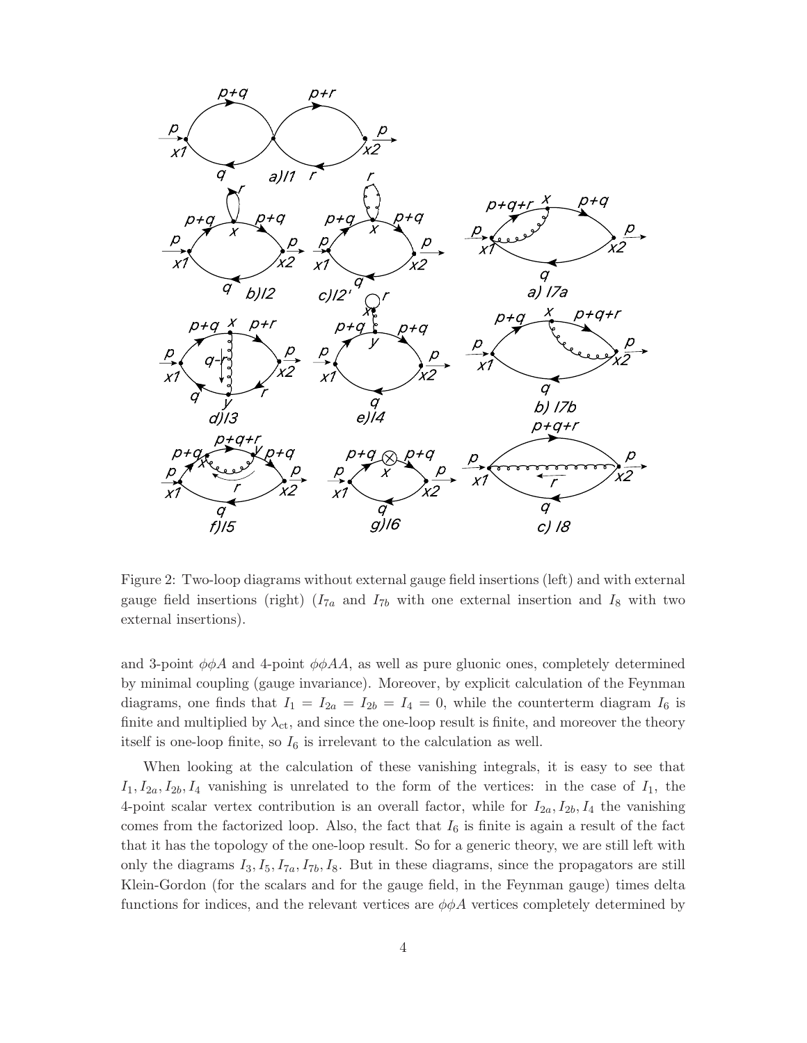Figure 2: Two-loop diagrams without external gauge field insertions (left) and with external gauge field insertions (right) ($I_{7a}$ and $I_{7b}$ with one external insertion and $I_8$ with two external insertions).

and 3-point $\phi\phi A$ and 4-point $\phi\phi AA$, as well as pure gluonic ones, completely determined by minimal coupling (gauge invariance). Moreover, by explicit calculation of the Feynman diagrams, one finds that $I_1 = I_{2a} = I_{2b} = I_4 = 0$, while the counterterm diagram $I_6$ is finite and multiplied by $\lambda_{\rm ct}$, and since the one-loop result is finite, and moreover the theory itself is one-loop finite, so $I_6$ is irrelevant to the calculation as well.

When looking at the calculation of these vanishing integrals, it is easy to see that $I_1, I_{2a}, I_{2b}, I_4$ vanishing is unrelated to the form of the vertices: in the case of $I_1$, the 4-point scalar vertex contribution is an overall factor, while for $I_{2a}, I_{2b}, I_4$ the vanishing comes from the factorized loop. Also, the fact that $I_6$ is finite is again a result of the fact that it has the topology of the one-loop result. So for a generic theory, we are still left with only the diagrams $I_3, I_5, I_{7a}, I_{7b}, I_8$. But in these diagrams, since the propagators are still Klein-Gordon (for the scalars and for the gauge field, in the Feynman gauge) times delta functions for indices, and the relevant vertices are $\phi\phi A$ vertices completely determined by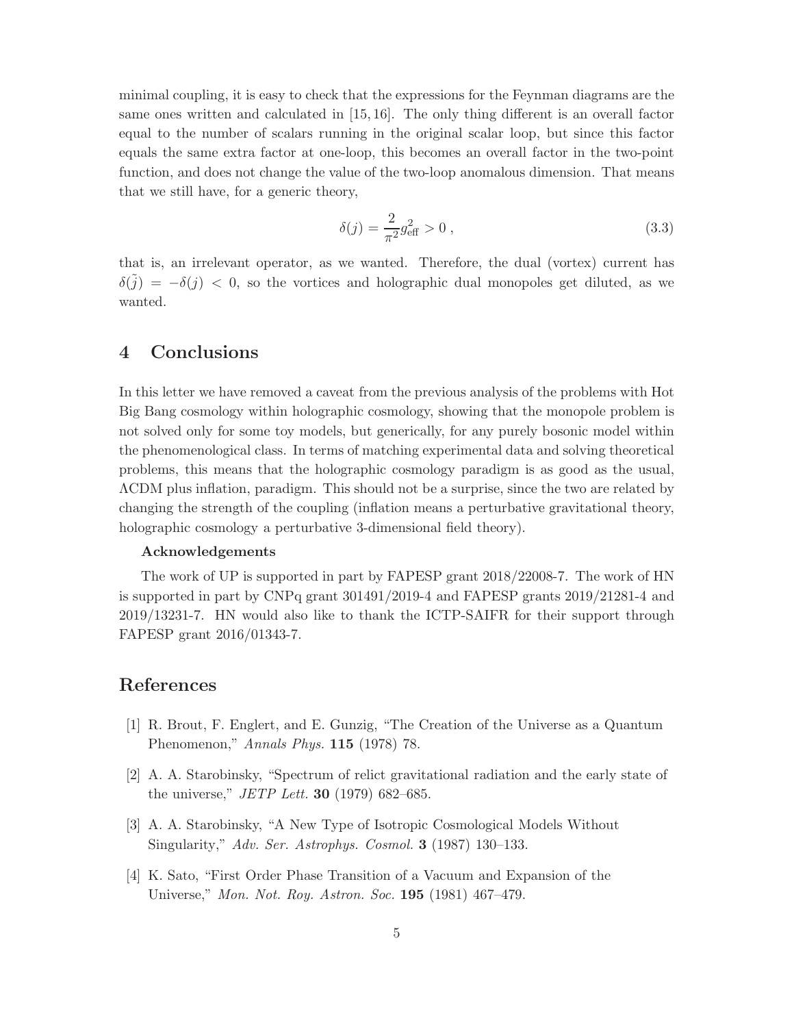minimal coupling, it is easy to check that the expressions for the Feynman diagrams are the same ones written and calculated in [15, 16]. The only thing different is an overall factor equal to the number of scalars running in the original scalar loop, but since this factor equals the same extra factor at one-loop, this becomes an overall factor in the two-point function, and does not change the value of the two-loop anomalous dimension. That means that we still have, for a generic theory,

$$\delta(j) = \frac{2}{\pi^2} g_{\text{eff}}^2 > 0 \,, \tag{3.3}$$

that is, an irrelevant operator, as we wanted. Therefore, the dual (vortex) current has $\delta(\tilde{j}) = -\delta(j) < 0$, so the vortices and holographic dual monopoles get diluted, as we wanted.

## 4 Conclusions

In this letter we have removed a caveat from the previous analysis of the problems with Hot Big Bang cosmology within holographic cosmology, showing that the monopole problem is not solved only for some toy models, but generically, for any purely bosonic model within the phenomenological class. In terms of matching experimental data and solving theoretical problems, this means that the holographic cosmology paradigm is as good as the usual, ΛCDM plus inflation, paradigm. This should not be a surprise, since the two are related by changing the strength of the coupling (inflation means a perturbative gravitational theory, holographic cosmology a perturbative 3-dimensional field theory).

**Acknowledgements**

The work of UP is supported in part by FAPESP grant 2018/22008-7. The work of HN is supported in part by CNPq grant 301491/2019-4 and FAPESP grants 2019/21281-4 and 2019/13231-7. HN would also like to thank the ICTP-SAIFR for their support through FAPESP grant 2016/01343-7.

## References

[1] R. Brout, F. Englert, and E. Gunzig, "The Creation of the Universe as a Quantum Phenomenon," *Annals Phys.* **115** (1978) 78.

[2] A. A. Starobinsky, "Spectrum of relict gravitational radiation and the early state of the universe," *JETP Lett.* **30** (1979) 682–685.

[3] A. A. Starobinsky, "A New Type of Isotropic Cosmological Models Without Singularity," *Adv. Ser. Astrophys. Cosmol.* **3** (1987) 130–133.

[4] K. Sato, "First Order Phase Transition of a Vacuum and Expansion of the Universe," *Mon. Not. Roy. Astron. Soc.* **195** (1981) 467–479.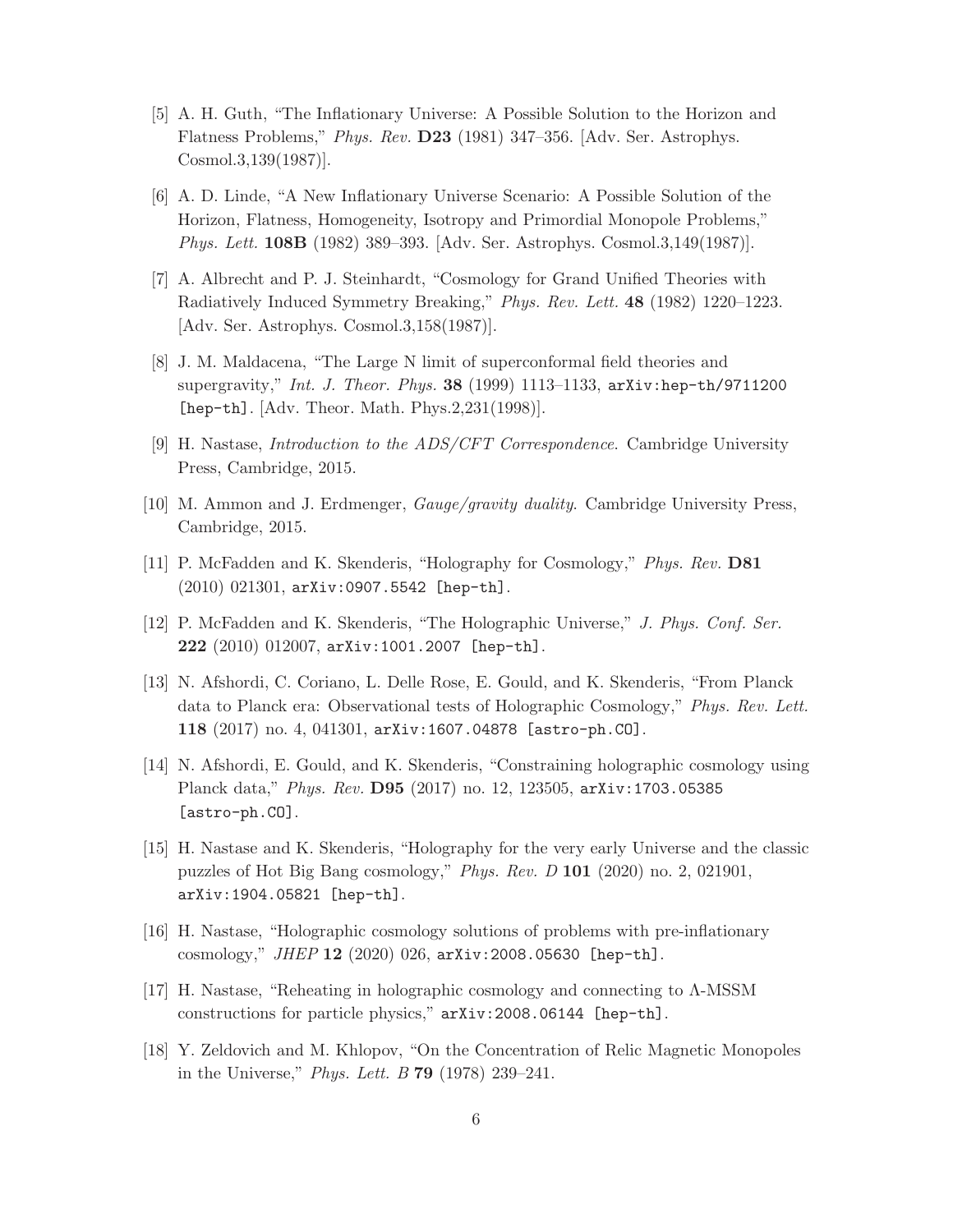[5] A. H. Guth, "The Inflationary Universe: A Possible Solution to the Horizon and Flatness Problems," *Phys. Rev.* **D23** (1981) 347–356. [Adv. Ser. Astrophys. Cosmol.3,139(1987)].

[6] A. D. Linde, "A New Inflationary Universe Scenario: A Possible Solution of the Horizon, Flatness, Homogeneity, Isotropy and Primordial Monopole Problems," *Phys. Lett.* **108B** (1982) 389–393. [Adv. Ser. Astrophys. Cosmol.3,149(1987)].

[7] A. Albrecht and P. J. Steinhardt, "Cosmology for Grand Unified Theories with Radiatively Induced Symmetry Breaking," *Phys. Rev. Lett.* **48** (1982) 1220–1223. [Adv. Ser. Astrophys. Cosmol.3,158(1987)].

[8] J. M. Maldacena, "The Large N limit of superconformal field theories and supergravity," *Int. J. Theor. Phys.* **38** (1999) 1113–1133, `arXiv:hep-th/9711200 [hep-th]`. [Adv. Theor. Math. Phys.2,231(1998)].

[9] H. Nastase, *Introduction to the ADS/CFT Correspondence*. Cambridge University Press, Cambridge, 2015.

[10] M. Ammon and J. Erdmenger, *Gauge/gravity duality*. Cambridge University Press, Cambridge, 2015.

[11] P. McFadden and K. Skenderis, "Holography for Cosmology," *Phys. Rev.* **D81** (2010) 021301, `arXiv:0907.5542 [hep-th]`.

[12] P. McFadden and K. Skenderis, "The Holographic Universe," *J. Phys. Conf. Ser.* **222** (2010) 012007, `arXiv:1001.2007 [hep-th]`.

[13] N. Afshordi, C. Coriano, L. Delle Rose, E. Gould, and K. Skenderis, "From Planck data to Planck era: Observational tests of Holographic Cosmology," *Phys. Rev. Lett.* **118** (2017) no. 4, 041301, `arXiv:1607.04878 [astro-ph.CO]`.

[14] N. Afshordi, E. Gould, and K. Skenderis, "Constraining holographic cosmology using Planck data," *Phys. Rev.* **D95** (2017) no. 12, 123505, `arXiv:1703.05385 [astro-ph.CO]`.

[15] H. Nastase and K. Skenderis, "Holography for the very early Universe and the classic puzzles of Hot Big Bang cosmology," *Phys. Rev. D* **101** (2020) no. 2, 021901, `arXiv:1904.05821 [hep-th]`.

[16] H. Nastase, "Holographic cosmology solutions of problems with pre-inflationary cosmology," *JHEP* **12** (2020) 026, `arXiv:2008.05630 [hep-th]`.

[17] H. Nastase, "Reheating in holographic cosmology and connecting to $\Lambda$-MSSM constructions for particle physics," `arXiv:2008.06144 [hep-th]`.

[18] Y. Zeldovich and M. Khlopov, "On the Concentration of Relic Magnetic Monopoles in the Universe," *Phys. Lett. B* **79** (1978) 239–241.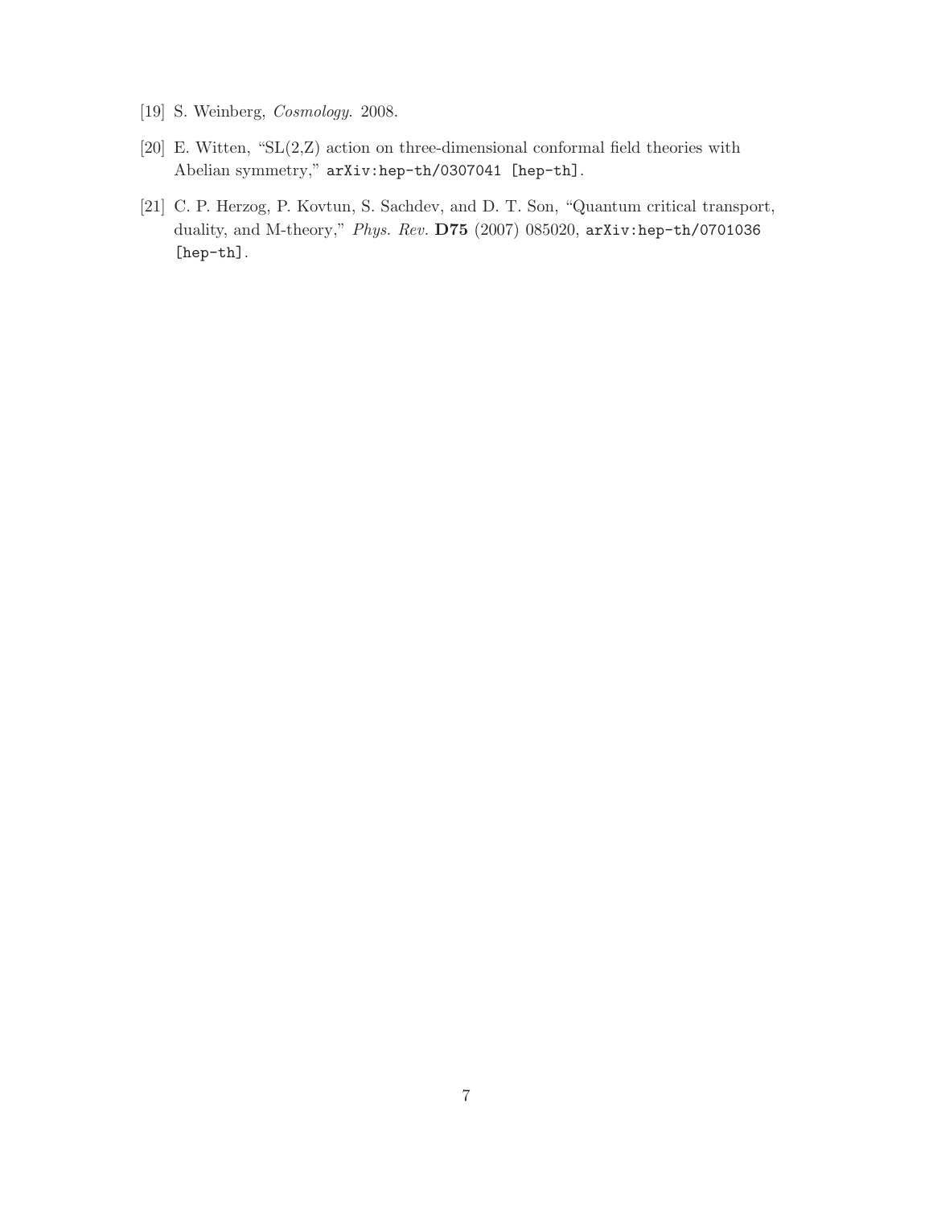[19] S. Weinberg, *Cosmology*. 2008.

[20] E. Witten, "SL(2,Z) action on three-dimensional conformal field theories with Abelian symmetry," arXiv:hep-th/0307041 [hep-th].

[21] C. P. Herzog, P. Kovtun, S. Sachdev, and D. T. Son, "Quantum critical transport, duality, and M-theory," *Phys. Rev.* **D75** (2007) 085020, arXiv:hep-th/0701036 [hep-th].